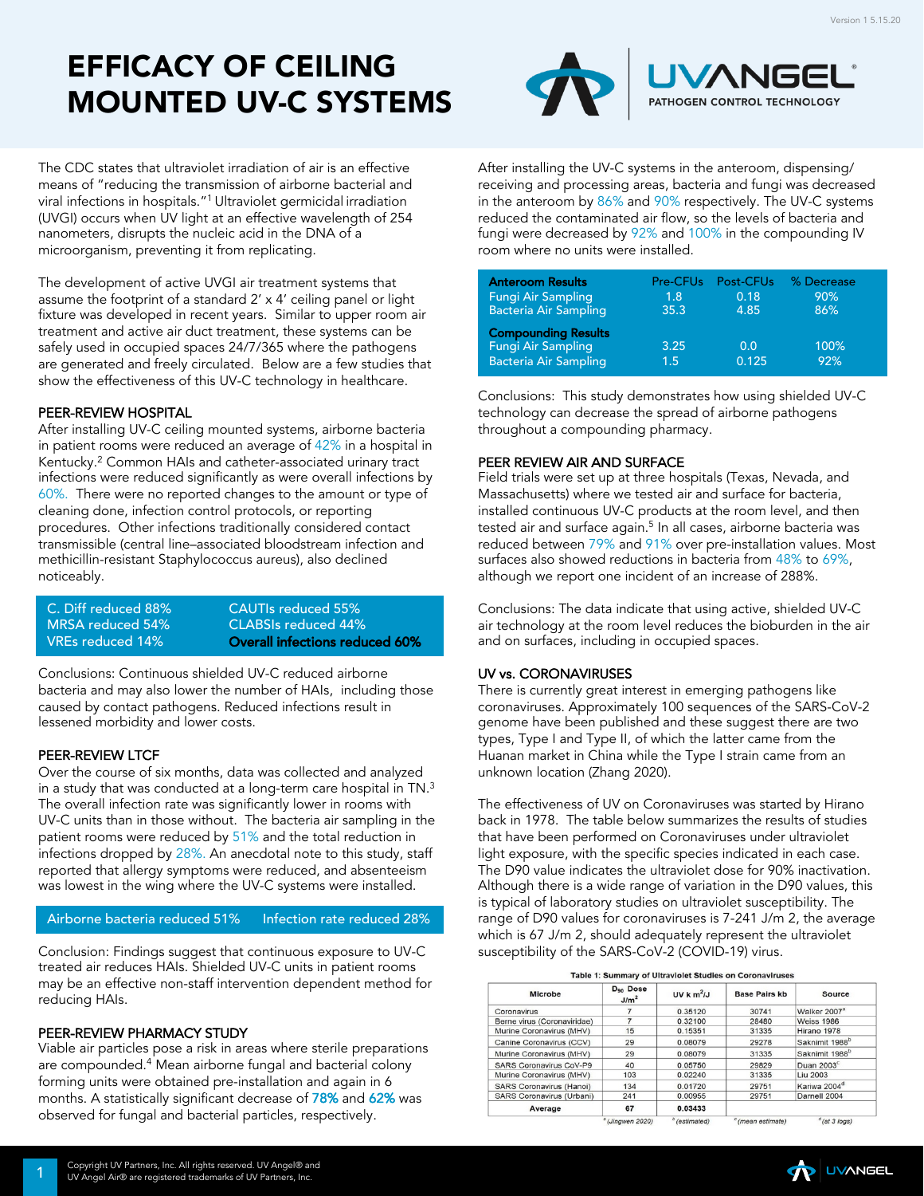# EFFICACY OF CEILING MOUNTED UV-C SYSTEMS

UVANGEL
PATHOGEN CONTROL TECHNOLOGY

The CDC states that ultraviolet irradiation of air is an effective means of "reducing the transmission of airborne bacterial and viral infections in hospitals."[1] Ultraviolet germicidal irradiation (UVGI) occurs when UV light at an effective wavelength of 254 nanometers, disrupts the nucleic acid in the DNA of a microorganism, preventing it from replicating.

The development of active UVGI air treatment systems that assume the footprint of a standard 2' x 4' ceiling panel or light fixture was developed in recent years. Similar to upper room air treatment and active air duct treatment, these systems can be safely used in occupied spaces 24/7/365 where the pathogens are generated and freely circulated. Below are a few studies that show the effectiveness of this UV-C technology in healthcare.

## PEER-REVIEW HOSPITAL

After installing UV-C ceiling mounted systems, airborne bacteria in patient rooms were reduced an average of 42% in a hospital in Kentucky.[2] Common HAIs and catheter-associated urinary tract infections were reduced significantly as were overall infections by 60%. There were no reported changes to the amount or type of cleaning done, infection control protocols, or reporting procedures. Other infections traditionally considered contact transmissible (central line–associated bloodstream infection and methicillin-resistant Staphylococcus aureus), also declined noticeably.

| | |
|---|---|
| C. Diff reduced 88% | CAUTIs reduced 55% |
| MRSA reduced 54% | CLABSIs reduced 44% |
| VREs reduced 14% | **Overall infections reduced 60%** |

Conclusions: Continuous shielded UV-C reduced airborne bacteria and may also lower the number of HAIs, including those caused by contact pathogens. Reduced infections result in lessened morbidity and lower costs.

## PEER-REVIEW LTCF

Over the course of six months, data was collected and analyzed in a study that was conducted at a long-term care hospital in TN.[3] The overall infection rate was significantly lower in rooms with UV-C units than in those without. The bacteria air sampling in the patient rooms were reduced by 51% and the total reduction in infections dropped by 28%. An anecdotal note to this study, staff reported that allergy symptoms were reduced, and absenteeism was lowest in the wing where the UV-C systems were installed.

| | |
|---|---|
| Airborne bacteria reduced 51% | Infection rate reduced 28% |

Conclusion: Findings suggest that continuous exposure to UV-C treated air reduces HAIs. Shielded UV-C units in patient rooms may be an effective non-staff intervention dependent method for reducing HAIs.

## PEER-REVIEW PHARMACY STUDY

Viable air particles pose a risk in areas where sterile preparations are compounded.[4] Mean airborne fungal and bacterial colony forming units were obtained pre-installation and again in 6 months. A statistically significant decrease of **78%** and **62%** was observed for fungal and bacterial particles, respectively.

After installing the UV-C systems in the anteroom, dispensing/receiving and processing areas, bacteria and fungi was decreased in the anteroom by 86% and 90% respectively. The UV-C systems reduced the contaminated air flow, so the levels of bacteria and fungi were decreased by 92% and 100% in the compounding IV room where no units were installed.

| **Anteroom Results** | Pre-CFUs | Post-CFUs | % Decrease |
|---|---|---|---|
| Fungi Air Sampling | 1.8 | 0.18 | 90% |
| Bacteria Air Sampling | 35.3 | 4.85 | 86% |
| **Compounding Results** | | | |
| Fungi Air Sampling | 3.25 | 0.0 | 100% |
| Bacteria Air Sampling | 1.5 | 0.125 | 92% |

Conclusions: This study demonstrates how using shielded UV-C technology can decrease the spread of airborne pathogens throughout a compounding pharmacy.

## PEER REVIEW AIR AND SURFACE

Field trials were set up at three hospitals (Texas, Nevada, and Massachusetts) where we tested air and surface for bacteria, installed continuous UV-C products at the room level, and then tested air and surface again.[5] In all cases, airborne bacteria was reduced between 79% and 91% over pre-installation values. Most surfaces also showed reductions in bacteria from 48% to 69%, although we report one incident of an increase of 288%.

Conclusions: The data indicate that using active, shielded UV-C air technology at the room level reduces the bioburden in the air and on surfaces, including in occupied spaces.

## UV vs. CORONAVIRUSES

There is currently great interest in emerging pathogens like coronaviruses. Approximately 100 sequences of the SARS-CoV-2 genome have been published and these suggest there are two types, Type I and Type II, of which the latter came from the Huanan market in China while the Type I strain came from an unknown location (Zhang 2020).

The effectiveness of UV on Coronaviruses was started by Hirano back in 1978. The table below summarizes the results of studies that have been performed on Coronaviruses under ultraviolet light exposure, with the specific species indicated in each case. The D90 value indicates the ultraviolet dose for 90% inactivation. Although there is a wide range of variation in the D90 values, this is typical of laboratory studies on ultraviolet susceptibility. The range of D90 values for coronaviruses is 7-241 J/m 2, the average which is 67 J/m 2, should adequately represent the ultraviolet susceptibility of the SARS-CoV-2 (COVID-19) virus.

**Table 1: Summary of Ultraviolet Studies on Coronaviruses**

| Microbe | $D_{90}$ Dose $J/m^2$ | UV k $m^2/J$ | Base Pairs kb | Source |
|---|---|---|---|---|
| Coronavirus | 7 | 0.35120 | 30741 | Walker 2007[a] |
| Berne virus (Coronaviridae) | 7 | 0.32100 | 28480 | Weiss 1986 |
| Murine Coronavirus (MHV) | 15 | 0.15351 | 31335 | Hirano 1978 |
| Canine Coronavirus (CCV) | 29 | 0.08079 | 29278 | Saknimit 1988[b] |
| Murine Coronavirus (MHV) | 29 | 0.08079 | 31335 | Saknimit 1988[b] |
| SARS Coronavirus CoV-P9 | 40 | 0.05750 | 29829 | Duan 2003[c] |
| Murine Coronavirus (MHV) | 103 | 0.02240 | 31335 | Liu 2003 |
| SARS Coronavirus (Hanoi) | 134 | 0.01720 | 29751 | Kariwa 2004[d] |
| SARS Coronavirus (Urbani) | 241 | 0.00955 | 29751 | Darnell 2004 |
| **Average** | **67** | **0.03433** | | |

[a] (Jingwen 2020) [b] (estimated) [c] (mean estimate) [d] (at 3 logs)

Copyright UV Partners, Inc. All rights reserved. UV Angel® and UV Angel Air® are registered trademarks of UV Partners, Inc.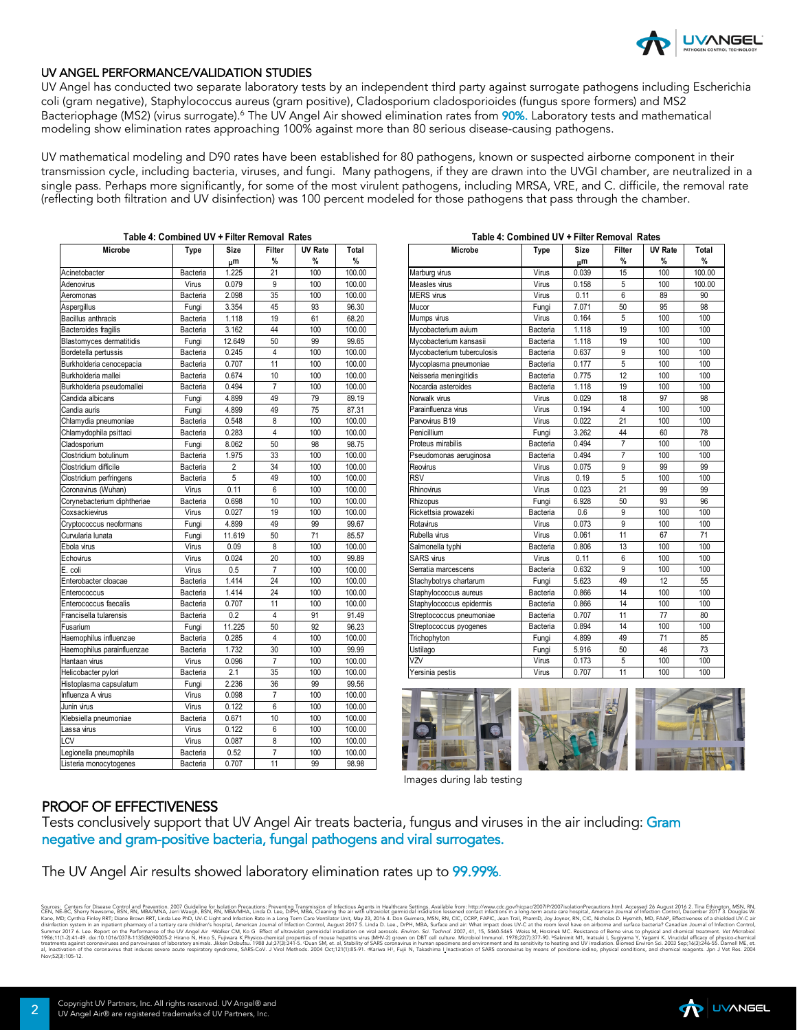## UV ANGEL PERFORMANCE/VALIDATION STUDIES

UV Angel has conducted two separate laboratory tests by an independent third party against surrogate pathogens including Escherichia coli (gram negative), Staphylococcus aureus (gram positive), Cladosporium cladosporioides (fungus spore formers) and MS2 Bacteriophage (MS2) (virus surrogate).[6] The UV Angel Air showed elimination rates from 90%. Laboratory tests and mathematical modeling show elimination rates approaching 100% against more than 80 serious disease-causing pathogens.

UV mathematical modeling and D90 rates have been established for 80 pathogens, known or suspected airborne component in their transmission cycle, including bacteria, viruses, and fungi. Many pathogens, if they are drawn into the UVGI chamber, are neutralized in a single pass. Perhaps more significantly, for some of the most virulent pathogens, including MRSA, VRE, and C. difficile, the removal rate (reflecting both filtration and UV disinfection) was 100 percent modeled for those pathogens that pass through the chamber.

**Table 4: Combined UV + Filter Removal Rates**

| Microbe | Type | Size μm | Filter % | UV Rate % | Total % |
|---|---|---|---|---|---|
| Acinetobacter | Bacteria | 1.225 | 21 | 100 | 100.00 |
| Adenovirus | Virus | 0.079 | 9 | 100 | 100.00 |
| Aeromonas | Bacteria | 2.098 | 35 | 100 | 100.00 |
| Aspergillus | Fungi | 3.354 | 45 | 93 | 96.30 |
| Bacillus anthracis | Bacteria | 1.118 | 19 | 61 | 68.20 |
| Bacteroides fragilis | Bacteria | 3.162 | 44 | 100 | 100.00 |
| Blastomyces dermatitidis | Fungi | 12.649 | 50 | 99 | 99.65 |
| Bordetella pertussis | Bacteria | 0.245 | 4 | 100 | 100.00 |
| Burkholderia cenocepacia | Bacteria | 0.707 | 11 | 100 | 100.00 |
| Burkholderia mallei | Bacteria | 0.674 | 10 | 100 | 100.00 |
| Burkholderia pseudomallei | Bacteria | 0.494 | 7 | 100 | 100.00 |
| Candida albicans | Fungi | 4.899 | 49 | 79 | 89.19 |
| Candia auris | Fungi | 4.899 | 49 | 75 | 87.31 |
| Chlamydia pneumoniae | Bacteria | 0.548 | 8 | 100 | 100.00 |
| Chlamydophila psittaci | Bacteria | 0.283 | 4 | 100 | 100.00 |
| Cladosporium | Fungi | 8.062 | 50 | 98 | 98.75 |
| Clostridium botulinum | Bacteria | 1.975 | 33 | 100 | 100.00 |
| Clostridium difficile | Bacteria | 2 | 34 | 100 | 100.00 |
| Clostridium perfringens | Bacteria | 5 | 49 | 100 | 100.00 |
| Coronavirus (Wuhan) | Virus | 0.11 | 6 | 100 | 100.00 |
| Corynebacterium diphtheriae | Bacteria | 0.698 | 10 | 100 | 100.00 |
| Coxsackievirus | Virus | 0.027 | 19 | 100 | 100.00 |
| Cryptococcus neoformans | Fungi | 4.899 | 49 | 99 | 99.67 |
| Curvularia lunata | Fungi | 11.619 | 50 | 71 | 85.57 |
| Ebola virus | Virus | 0.09 | 8 | 100 | 100.00 |
| Echovirus | Virus | 0.024 | 20 | 100 | 99.89 |
| E. coli | Virus | 0.5 | 7 | 100 | 100.00 |
| Enterobacter cloacae | Bacteria | 1.414 | 24 | 100 | 100.00 |
| Enterococcus | Bacteria | 1.414 | 24 | 100 | 100.00 |
| Enterococcus faecalis | Bacteria | 0.707 | 11 | 100 | 100.00 |
| Francisella tularensis | Bacteria | 0.2 | 4 | 91 | 91.49 |
| Fusarium | Fungi | 11.225 | 50 | 92 | 96.23 |
| Haemophilus influenzae | Bacteria | 0.285 | 4 | 100 | 100.00 |
| Haemophilus parainfluenzae | Bacteria | 1.732 | 30 | 100 | 99.99 |
| Hantaan virus | Virus | 0.096 | 7 | 100 | 100.00 |
| Helicobacter pylori | Bacteria | 2.1 | 35 | 100 | 100.00 |
| Histoplasma capsulatum | Fungi | 2.236 | 36 | 99 | 99.56 |
| Influenza A virus | Virus | 0.098 | 7 | 100 | 100.00 |
| Junin virus | Virus | 0.122 | 6 | 100 | 100.00 |
| Klebsiella pneumoniae | Bacteria | 0.671 | 10 | 100 | 100.00 |
| Lassa virus | Virus | 0.122 | 6 | 100 | 100.00 |
| LCV | Virus | 0.087 | 8 | 100 | 100.00 |
| Legionella pneumophila | Bacteria | 0.52 | 7 | 100 | 100.00 |
| Listeria monocytogenes | Bacteria | 0.707 | 11 | 99 | 98.98 |
| Marburg virus | Virus | 0.039 | 15 | 100 | 100.00 |
| Measles virus | Virus | 0.158 | 5 | 100 | 100.00 |
| MERS virus | Virus | 0.11 | 6 | 89 | 90 |
| Mucor | Fungi | 7.071 | 50 | 95 | 98 |
| Mumps virus | Virus | 0.164 | 5 | 100 | 100 |
| Mycobacterium avium | Bacteria | 1.118 | 19 | 100 | 100 |
| Mycobacterium kansasii | Bacteria | 1.118 | 19 | 100 | 100 |
| Mycobacterium tuberculosis | Bacteria | 0.637 | 9 | 100 | 100 |
| Mycoplasma pneumoniae | Bacteria | 0.177 | 5 | 100 | 100 |
| Neisseria meningitidis | Bacteria | 0.775 | 12 | 100 | 100 |
| Nocardia asteroides | Bacteria | 1.118 | 19 | 100 | 100 |
| Norwalk virus | Virus | 0.029 | 18 | 97 | 98 |
| Parainfluenza virus | Virus | 0.194 | 4 | 100 | 100 |
| Parvovirus B19 | Virus | 0.022 | 21 | 100 | 100 |
| Penicillium | Fungi | 3.262 | 44 | 60 | 78 |
| Proteus mirabilis | Bacteria | 0.494 | 7 | 100 | 100 |
| Pseudomonas aeruginosa | Bacteria | 0.494 | 7 | 100 | 100 |
| Reovirus | Virus | 0.075 | 9 | 99 | 99 |
| RSV | Virus | 0.19 | 5 | 100 | 100 |
| Rhinovirus | Virus | 0.023 | 21 | 99 | 99 |
| Rhizopus | Fungi | 6.928 | 50 | 93 | 96 |
| Rickettsia prowazeki | Bacteria | 0.6 | 9 | 100 | 100 |
| Rotavirus | Virus | 0.073 | 9 | 100 | 100 |
| Rubella virus | Virus | 0.061 | 11 | 67 | 71 |
| Salmonella typhi | Bacteria | 0.806 | 13 | 100 | 100 |
| SARS virus | Virus | 0.11 | 6 | 100 | 100 |
| Serratia marcescens | Bacteria | 0.632 | 9 | 100 | 100 |
| Stachybotrys chartarum | Fungi | 5.623 | 49 | 12 | 55 |
| Staphylococcus aureus | Bacteria | 0.866 | 14 | 100 | 100 |
| Staphylococcus epidermis | Bacteria | 0.866 | 14 | 100 | 100 |
| Streptococcus pneumoniae | Bacteria | 0.707 | 11 | 77 | 80 |
| Streptococcus pyogenes | Bacteria | 0.894 | 14 | 100 | 100 |
| Trichophyton | Fungi | 4.899 | 49 | 71 | 85 |
| Ustilago | Fungi | 5.916 | 50 | 46 | 73 |
| VZV | Virus | 0.173 | 5 | 100 | 100 |
| Yersinia pestis | Virus | 0.707 | 11 | 100 | 100 |

Images during lab testing

## PROOF OF EFFECTIVENESS

Tests conclusively support that UV Angel Air treats bacteria, fungus and viruses in the air including: Gram negative and gram-positive bacteria, fungal pathogens and viral surrogates.

The UV Angel Air results showed laboratory elimination rates up to 99.99%.

Sources: Centers for Disease Control and Prevention. 2007 Guideline for Isolation Precautions: Preventing Transmission of Infectious Agents in Healthcare Settings. Available from: http://www.cdc.gov/hicpac/2007IP/2007isolationPrecautions.html. Accessed 26 August 2016 2. Tina Ethington, MSN, RN, CEN, NE-BC, Sherry Newsome, BSN, RN, MBA/MNA, Jerri Waugh, BSN, RN, MBA/MHA, Linda D. Lee, DrPH, MBA, Cleaning the air with ultraviolet germicidal irradiation lessened contact infections in a long-term acute care hospital, American Journal of Infection Control, December 2017 3. Douglas W. Kane, MD; Cynthia Finley RRT; Diane Brown RRT, Linda Lee PhD, UV-C Light and Infection Rate in a Long Term Care Ventilator Unit, May 23, 2016 4. Don Guimera, MSN, RN, CIC, CCRP, FAPIC, Jean Trzil, PharmD, Joy Joyner, RN, CIC, Nicholas D. Hysmith, MD, FAAP, Effectiveness of a shielded UV-C air disinfection system in an inpatient pharmacy of a tertiary care children's hospital, American Journal of Infection Control, August 2017 5. Linda D. Lee., DrPH, MBA, Surface and air: What impact does UV-C at the room level have on airborne and surface bacteria? Canadian Journal of Infection Control, Summer 2017 6. Lee. Report on the Performance of the UV Angel Air. aWalker CM, Ko G. Effect of ultraviolet germicidal irradiation on viral aerosols. Environ. Sci. Technol. 2007, 41, 15, 5460-5465 Weiss M, Horzinek MC. Resistance of Berne virus to physical and chemical treatment. Vet Microbiol. 1986;11(1-2):41-49. doi:10.1016/0378-1135(86)90005-2 Hirano N, Hino S, Fujiwara K. Physico-chemical properties of mouse hepatitis virus (MHV-2) grown on DBT cell culture. Microbiol Immunol. 1978;22(7):377-90. bSakrimit M1, Inatsuki I, Sugiyama Y, Yagami K. Virucidal efficacy of physico-chemical treatments against coronaviruses and parvoviruses of laboratory animals. Jikken Dobutsu. 1988 Jul;37(3):341-5. cDuan SM, et. al, Stability of SARS coronavirus in human specimens and environment and its sensitivity to heating and UV irradiation. Biomed Environ Sci. 2003 Sep;16(3):246-55. Darnell ME, et. al, Inactivation of the coronavirus that induces severe acute respiratory syndrome, SARS-CoV. J Virol Methods. 2004 Oct;121(1):85-91. dKariwa H1, Fujii N, Takashima I. Inactivation of SARS coronavirus by means of povidone-iodine, physical conditions, and chemical reagents. Jpn J Vet Res. 2004 Nov;52(3):105-12.

Copyright UV Partners, Inc. All rights reserved. UV Angel® and UV Angel Air® are registered trademarks of UV Partners, Inc.